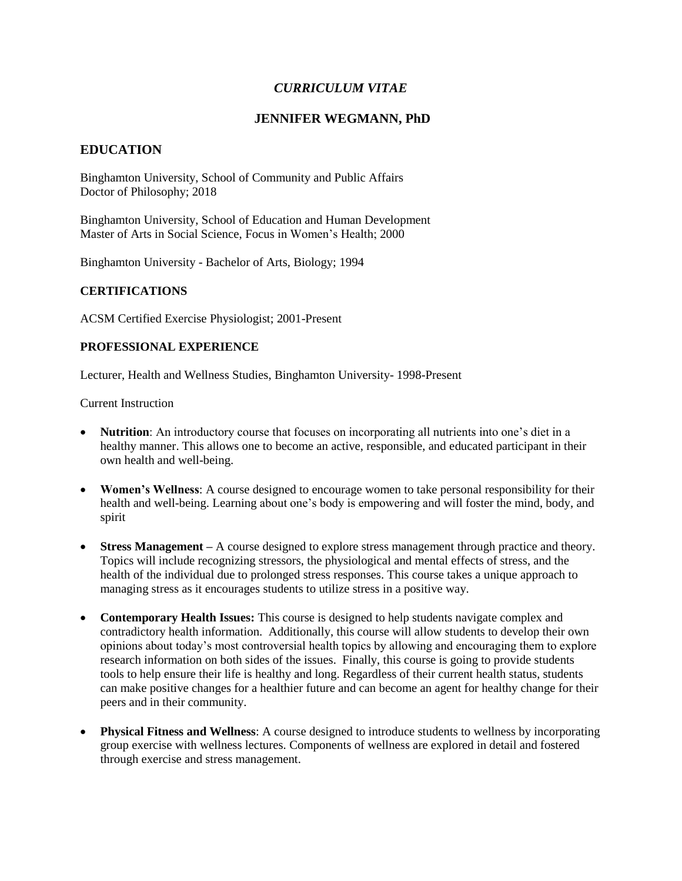# *CURRICULUM VITAE*

## JENNIFER WEGMANN, PhD

## EDUCATION

Binghamton University, School of Community and Public Affairs
Doctor of Philosophy; 2018

Binghamton University, School of Education and Human Development
Master of Arts in Social Science, Focus in Women's Health; 2000

Binghamton University - Bachelor of Arts, Biology; 1994

### CERTIFICATIONS

ACSM Certified Exercise Physiologist; 2001-Present

### PROFESSIONAL EXPERIENCE

Lecturer, Health and Wellness Studies, Binghamton University- 1998-Present

Current Instruction

- **Nutrition**: An introductory course that focuses on incorporating all nutrients into one's diet in a healthy manner. This allows one to become an active, responsible, and educated participant in their own health and well-being.

- **Women's Wellness**: A course designed to encourage women to take personal responsibility for their health and well-being. Learning about one's body is empowering and will foster the mind, body, and spirit

- **Stress Management** – A course designed to explore stress management through practice and theory. Topics will include recognizing stressors, the physiological and mental effects of stress, and the health of the individual due to prolonged stress responses. This course takes a unique approach to managing stress as it encourages students to utilize stress in a positive way.

- **Contemporary Health Issues:** This course is designed to help students navigate complex and contradictory health information. Additionally, this course will allow students to develop their own opinions about today's most controversial health topics by allowing and encouraging them to explore research information on both sides of the issues. Finally, this course is going to provide students tools to help ensure their life is healthy and long. Regardless of their current health status, students can make positive changes for a healthier future and can become an agent for healthy change for their peers and in their community.

- **Physical Fitness and Wellness**: A course designed to introduce students to wellness by incorporating group exercise with wellness lectures. Components of wellness are explored in detail and fostered through exercise and stress management.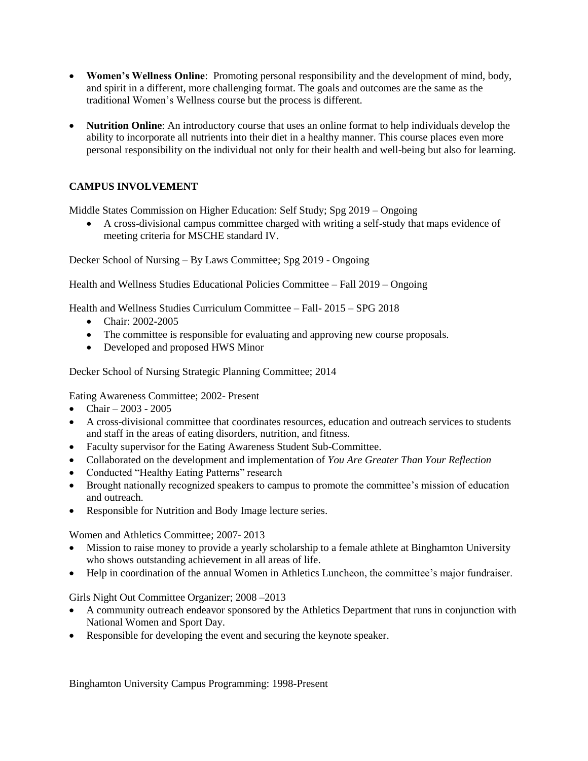- **Women's Wellness Online**: Promoting personal responsibility and the development of mind, body, and spirit in a different, more challenging format. The goals and outcomes are the same as the traditional Women's Wellness course but the process is different.

- **Nutrition Online**: An introductory course that uses an online format to help individuals develop the ability to incorporate all nutrients into their diet in a healthy manner. This course places even more personal responsibility on the individual not only for their health and well-being but also for learning.

**CAMPUS INVOLVEMENT**

Middle States Commission on Higher Education: Self Study; Spg 2019 – Ongoing

- A cross-divisional campus committee charged with writing a self-study that maps evidence of meeting criteria for MSCHE standard IV.

Decker School of Nursing – By Laws Committee; Spg 2019 - Ongoing

Health and Wellness Studies Educational Policies Committee – Fall 2019 – Ongoing

Health and Wellness Studies Curriculum Committee – Fall- 2015 – SPG 2018

- Chair: 2002-2005
- The committee is responsible for evaluating and approving new course proposals.
- Developed and proposed HWS Minor

Decker School of Nursing Strategic Planning Committee; 2014

Eating Awareness Committee; 2002- Present

- Chair – 2003 - 2005
- A cross-divisional committee that coordinates resources, education and outreach services to students and staff in the areas of eating disorders, nutrition, and fitness.
- Faculty supervisor for the Eating Awareness Student Sub-Committee.
- Collaborated on the development and implementation of *You Are Greater Than Your Reflection*
- Conducted "Healthy Eating Patterns" research
- Brought nationally recognized speakers to campus to promote the committee's mission of education and outreach.
- Responsible for Nutrition and Body Image lecture series.

Women and Athletics Committee; 2007- 2013

- Mission to raise money to provide a yearly scholarship to a female athlete at Binghamton University who shows outstanding achievement in all areas of life.
- Help in coordination of the annual Women in Athletics Luncheon, the committee's major fundraiser.

Girls Night Out Committee Organizer; 2008 –2013

- A community outreach endeavor sponsored by the Athletics Department that runs in conjunction with National Women and Sport Day.
- Responsible for developing the event and securing the keynote speaker.

Binghamton University Campus Programming: 1998-Present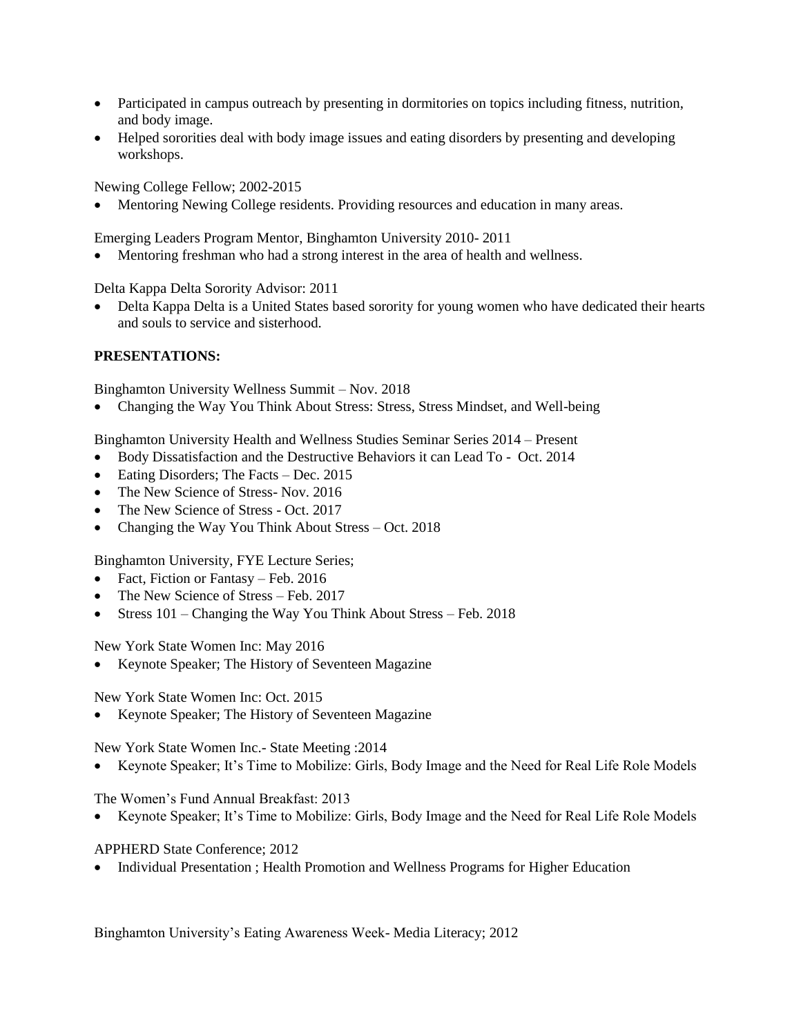- Participated in campus outreach by presenting in dormitories on topics including fitness, nutrition, and body image.
- Helped sororities deal with body image issues and eating disorders by presenting and developing workshops.

Newing College Fellow; 2002-2015

- Mentoring Newing College residents. Providing resources and education in many areas.

Emerging Leaders Program Mentor, Binghamton University 2010- 2011

- Mentoring freshman who had a strong interest in the area of health and wellness.

Delta Kappa Delta Sorority Advisor: 2011

- Delta Kappa Delta is a United States based sorority for young women who have dedicated their hearts and souls to service and sisterhood.

**PRESENTATIONS:**

Binghamton University Wellness Summit – Nov. 2018

- Changing the Way You Think About Stress: Stress, Stress Mindset, and Well-being

Binghamton University Health and Wellness Studies Seminar Series 2014 – Present

- Body Dissatisfaction and the Destructive Behaviors it can Lead To - Oct. 2014
- Eating Disorders; The Facts – Dec. 2015
- The New Science of Stress- Nov. 2016
- The New Science of Stress - Oct. 2017
- Changing the Way You Think About Stress – Oct. 2018

Binghamton University, FYE Lecture Series;

- Fact, Fiction or Fantasy – Feb. 2016
- The New Science of Stress – Feb. 2017
- Stress 101 – Changing the Way You Think About Stress – Feb. 2018

New York State Women Inc: May 2016

- Keynote Speaker; The History of Seventeen Magazine

New York State Women Inc: Oct. 2015

- Keynote Speaker; The History of Seventeen Magazine

New York State Women Inc.- State Meeting :2014

- Keynote Speaker; It's Time to Mobilize: Girls, Body Image and the Need for Real Life Role Models

The Women's Fund Annual Breakfast: 2013

- Keynote Speaker; It's Time to Mobilize: Girls, Body Image and the Need for Real Life Role Models

APPHERD State Conference; 2012

- Individual Presentation ; Health Promotion and Wellness Programs for Higher Education

Binghamton University's Eating Awareness Week- Media Literacy; 2012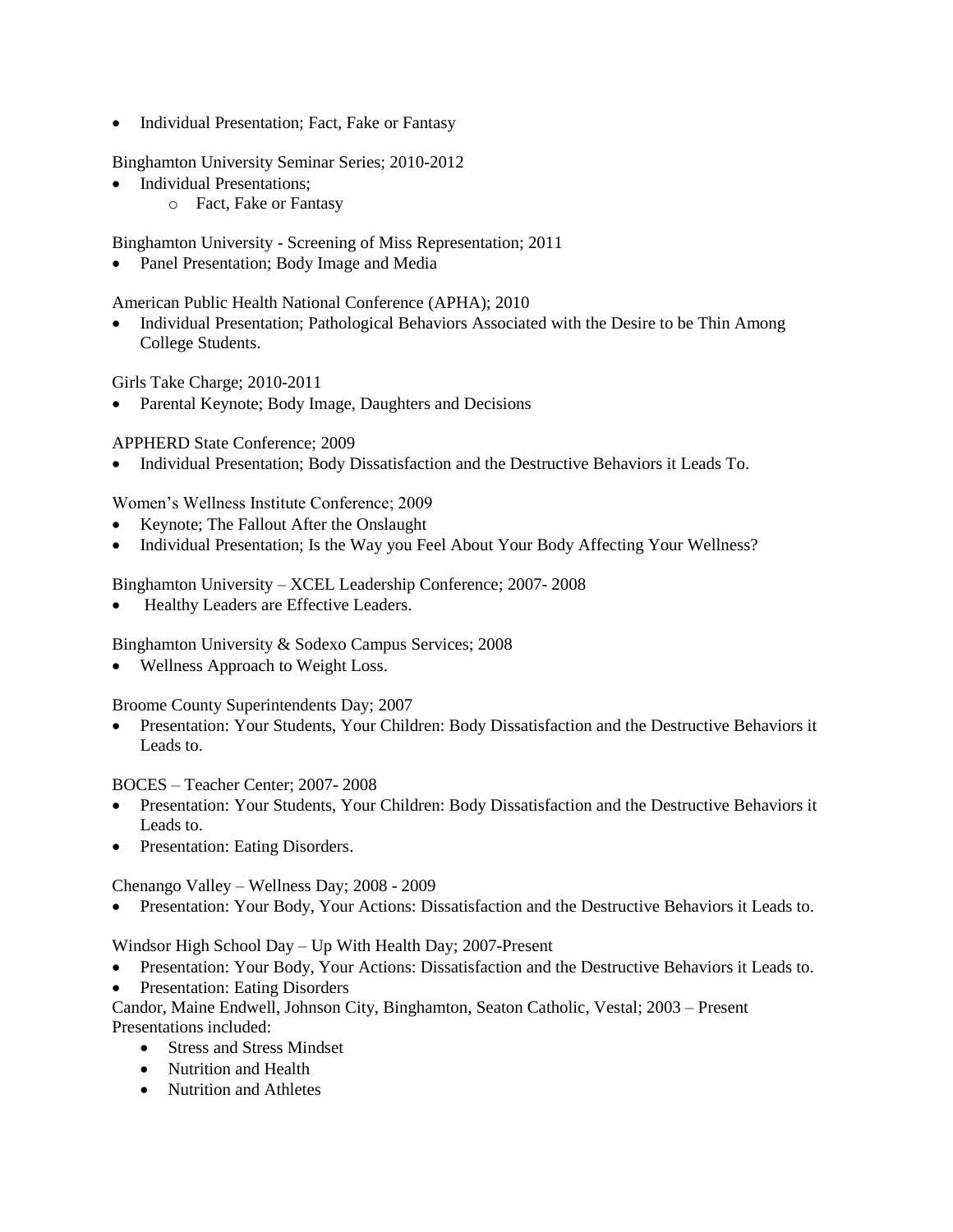- Individual Presentation; Fact, Fake or Fantasy

Binghamton University Seminar Series; 2010-2012

- Individual Presentations;
    - Fact, Fake or Fantasy

Binghamton University - Screening of Miss Representation; 2011

- Panel Presentation; Body Image and Media

American Public Health National Conference (APHA); 2010

- Individual Presentation; Pathological Behaviors Associated with the Desire to be Thin Among College Students.

Girls Take Charge; 2010-2011

- Parental Keynote; Body Image, Daughters and Decisions

APPHERD State Conference; 2009

- Individual Presentation; Body Dissatisfaction and the Destructive Behaviors it Leads To.

Women's Wellness Institute Conference; 2009

- Keynote; The Fallout After the Onslaught
- Individual Presentation; Is the Way you Feel About Your Body Affecting Your Wellness?

Binghamton University – XCEL Leadership Conference; 2007- 2008

- Healthy Leaders are Effective Leaders.

Binghamton University & Sodexo Campus Services; 2008

- Wellness Approach to Weight Loss.

Broome County Superintendents Day; 2007

- Presentation: Your Students, Your Children: Body Dissatisfaction and the Destructive Behaviors it Leads to.

BOCES – Teacher Center; 2007- 2008

- Presentation: Your Students, Your Children: Body Dissatisfaction and the Destructive Behaviors it Leads to.
- Presentation: Eating Disorders.

Chenango Valley – Wellness Day; 2008 - 2009

- Presentation: Your Body, Your Actions: Dissatisfaction and the Destructive Behaviors it Leads to.

Windsor High School Day – Up With Health Day; 2007-Present

- Presentation: Your Body, Your Actions: Dissatisfaction and the Destructive Behaviors it Leads to.
- Presentation: Eating Disorders

Candor, Maine Endwell, Johnson City, Binghamton, Seaton Catholic, Vestal; 2003 – Present
Presentations included:

- Stress and Stress Mindset
- Nutrition and Health
- Nutrition and Athletes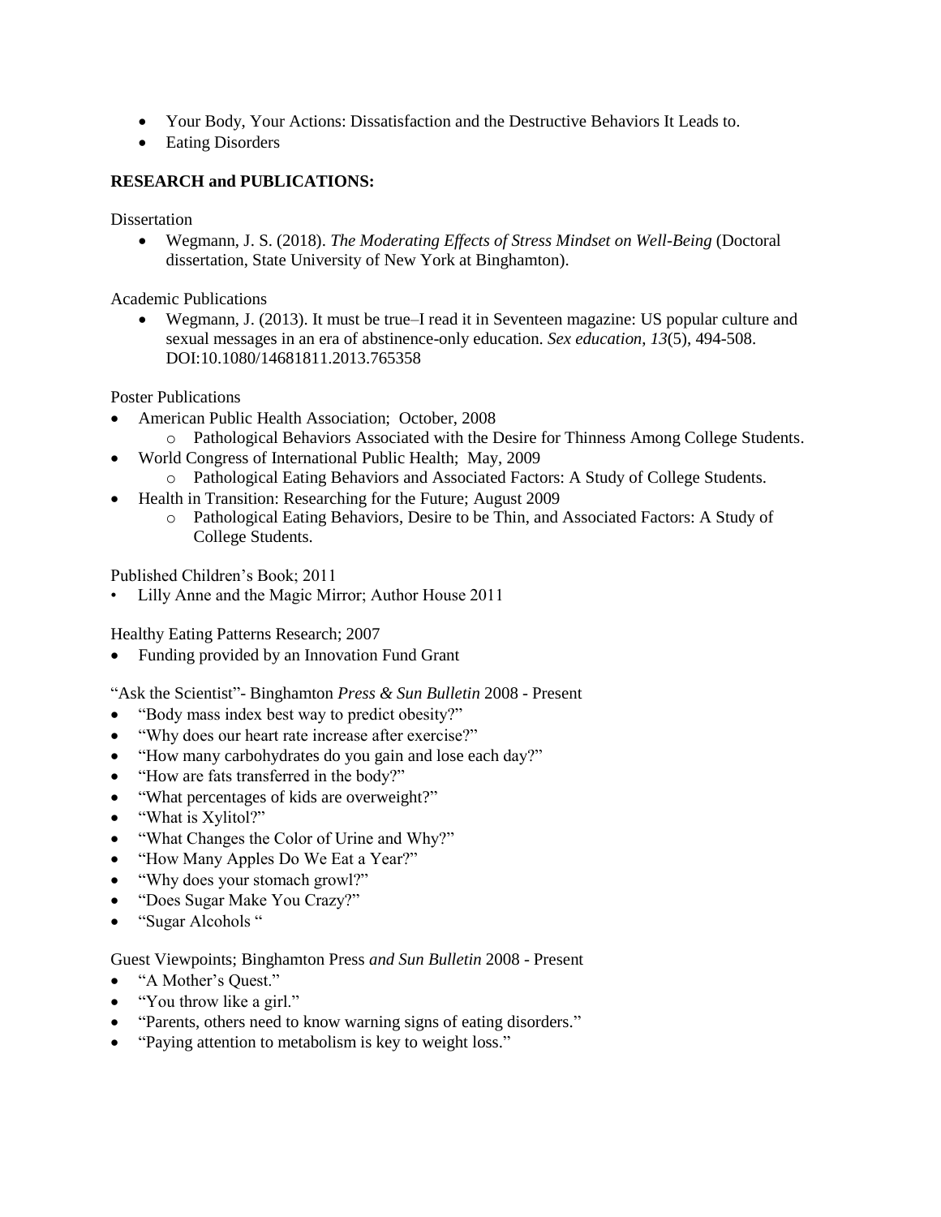- Your Body, Your Actions: Dissatisfaction and the Destructive Behaviors It Leads to.
- Eating Disorders

**RESEARCH and PUBLICATIONS:**

Dissertation

- Wegmann, J. S. (2018). *The Moderating Effects of Stress Mindset on Well-Being* (Doctoral dissertation, State University of New York at Binghamton).

Academic Publications

- Wegmann, J. (2013). It must be true–I read it in Seventeen magazine: US popular culture and sexual messages in an era of abstinence-only education. *Sex education*, *13*(5), 494-508. DOI:10.1080/14681811.2013.765358

Poster Publications

- American Public Health Association; October, 2008
  - Pathological Behaviors Associated with the Desire for Thinness Among College Students.
- World Congress of International Public Health; May, 2009
  - Pathological Eating Behaviors and Associated Factors: A Study of College Students.
- Health in Transition: Researching for the Future; August 2009
  - Pathological Eating Behaviors, Desire to be Thin, and Associated Factors: A Study of College Students.

Published Children's Book; 2011

- Lilly Anne and the Magic Mirror; Author House 2011

Healthy Eating Patterns Research; 2007

- Funding provided by an Innovation Fund Grant

"Ask the Scientist"- Binghamton *Press & Sun Bulletin* 2008 - Present

- "Body mass index best way to predict obesity?"
- "Why does our heart rate increase after exercise?"
- "How many carbohydrates do you gain and lose each day?"
- "How are fats transferred in the body?"
- "What percentages of kids are overweight?"
- "What is Xylitol?"
- "What Changes the Color of Urine and Why?"
- "How Many Apples Do We Eat a Year?"
- "Why does your stomach growl?"
- "Does Sugar Make You Crazy?"
- "Sugar Alcohols "

Guest Viewpoints; Binghamton Press *and Sun Bulletin* 2008 - Present

- "A Mother's Quest."
- "You throw like a girl."
- "Parents, others need to know warning signs of eating disorders."
- "Paying attention to metabolism is key to weight loss."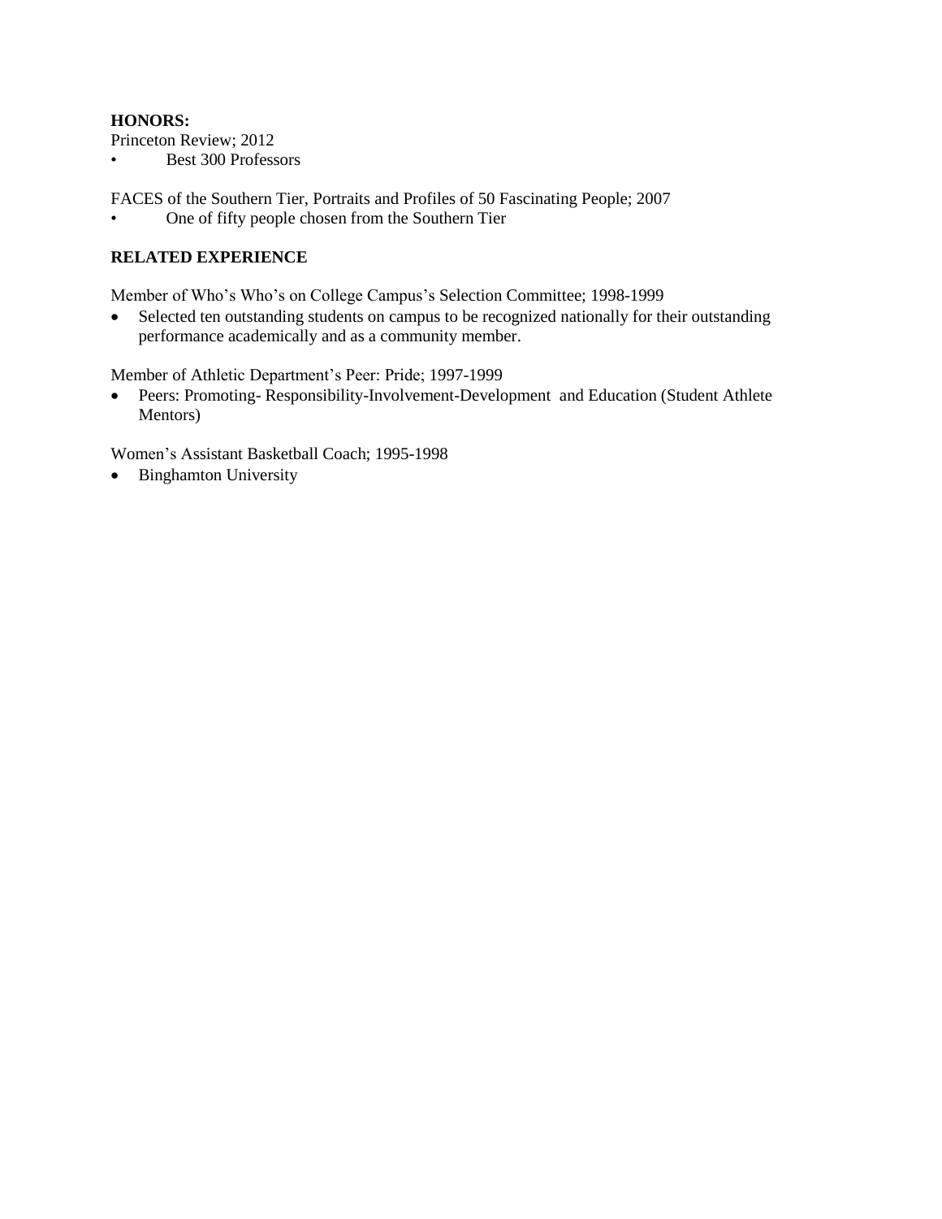**HONORS:**

Princeton Review; 2012

- Best 300 Professors

FACES of the Southern Tier, Portraits and Profiles of 50 Fascinating People; 2007

- One of fifty people chosen from the Southern Tier

**RELATED EXPERIENCE**

Member of Who's Who's on College Campus's Selection Committee; 1998-1999

- Selected ten outstanding students on campus to be recognized nationally for their outstanding performance academically and as a community member.

Member of Athletic Department's Peer: Pride; 1997-1999

- Peers: Promoting- Responsibility-Involvement-Development and Education (Student Athlete Mentors)

Women's Assistant Basketball Coach; 1995-1998

- Binghamton University